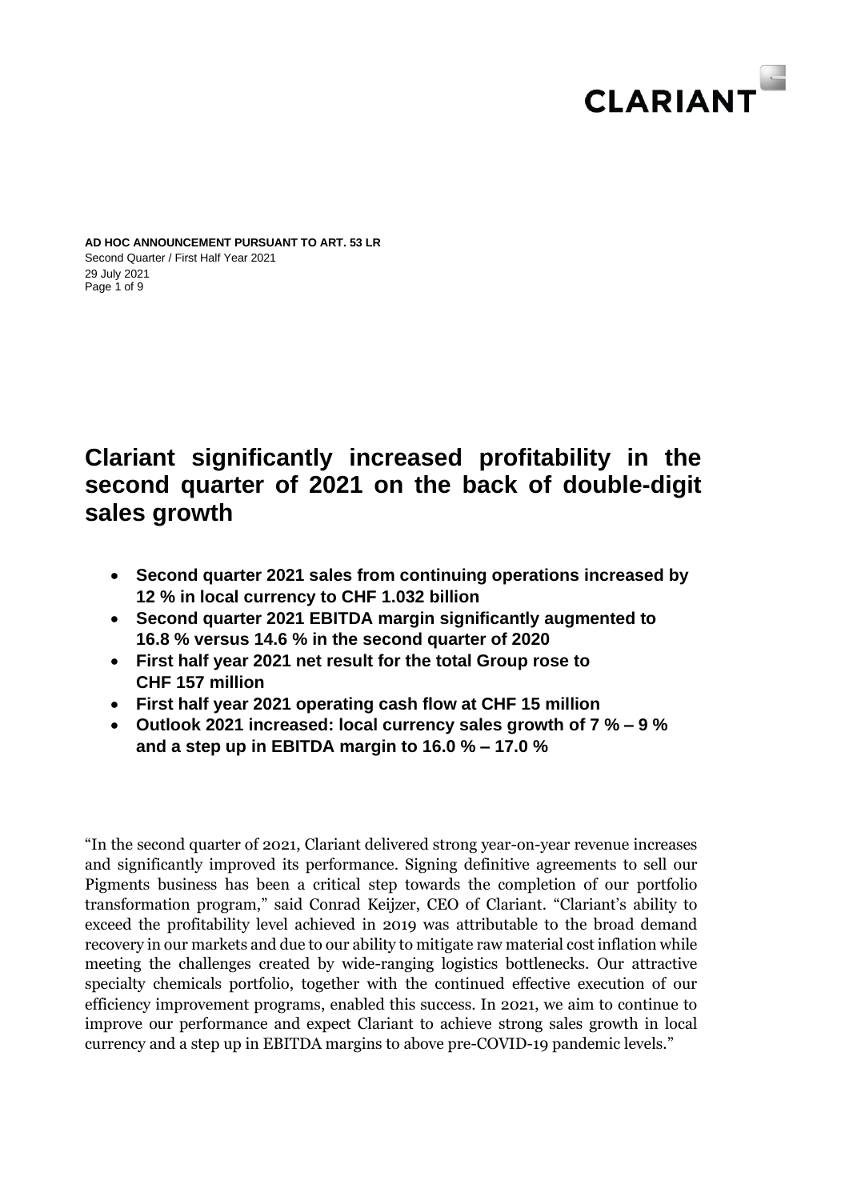**AD HOC ANNOUNCEMENT PURSUANT TO ART. 53 LR**
Second Quarter / First Half Year 2021
29 July 2021

# Clariant significantly increased profitability in the second quarter of 2021 on the back of double-digit sales growth

- **Second quarter 2021 sales from continuing operations increased by 12 % in local currency to CHF 1.032 billion**
- **Second quarter 2021 EBITDA margin significantly augmented to 16.8 % versus 14.6 % in the second quarter of 2020**
- **First half year 2021 net result for the total Group rose to CHF 157 million**
- **First half year 2021 operating cash flow at CHF 15 million**
- **Outlook 2021 increased: local currency sales growth of 7 % – 9 % and a step up in EBITDA margin to 16.0 % – 17.0 %**

"In the second quarter of 2021, Clariant delivered strong year-on-year revenue increases and significantly improved its performance. Signing definitive agreements to sell our Pigments business has been a critical step towards the completion of our portfolio transformation program," said Conrad Keijzer, CEO of Clariant. "Clariant's ability to exceed the profitability level achieved in 2019 was attributable to the broad demand recovery in our markets and due to our ability to mitigate raw material cost inflation while meeting the challenges created by wide-ranging logistics bottlenecks. Our attractive specialty chemicals portfolio, together with the continued effective execution of our efficiency improvement programs, enabled this success. In 2021, we aim to continue to improve our performance and expect Clariant to achieve strong sales growth in local currency and a step up in EBITDA margins to above pre-COVID-19 pandemic levels."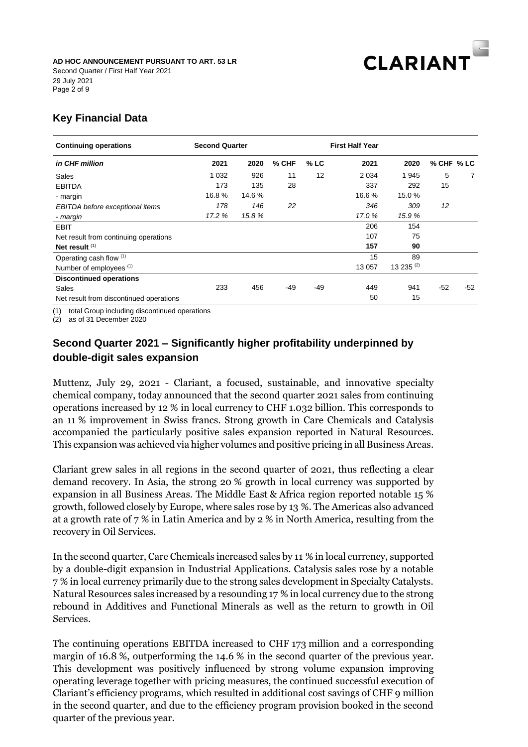## Key Financial Data

| Continuing operations | Second Quarter | | | | First Half Year | | | |
|---|---|---|---|---|---|---|---|---|
| ***in CHF million*** | **2021** | **2020** | **% CHF** | **% LC** | **2021** | **2020** | **% CHF** | **% LC** |
| Sales | 1 032 | 926 | 11 | 12 | 2 034 | 1 945 | 5 | 7 |
| EBITDA | 173 | 135 | 28 | | 337 | 292 | 15 | |
| - margin | 16.8 % | 14.6 % | | | 16.6 % | 15.0 % | | |
| *EBITDA before exceptional items* | *178* | *146* | *22* | | *346* | *309* | *12* | |
| *- margin* | *17.2 %* | *15.8 %* | | | *17.0 %* | *15.9 %* | | |
| EBIT | | | | | 206 | 154 | | |
| Net result from continuing operations | | | | | 107 | 75 | | |
| **Net result** (1) | | | | | **157** | **90** | | |
| Operating cash flow (1) | | | | | 15 | 89 | | |
| Number of employees (1) | | | | | 13 057 | 13 235 (2) | | |
| **Discontinued operations** | | | | | | | | |
| Sales | 233 | 456 | -49 | -49 | 449 | 941 | -52 | -52 |
| Net result from discontinued operations | | | | | 50 | 15 | | |

(1) total Group including discontinued operations
(2) as of 31 December 2020

## Second Quarter 2021 – Significantly higher profitability underpinned by double-digit sales expansion

Muttenz, July 29, 2021 - Clariant, a focused, sustainable, and innovative specialty chemical company, today announced that the second quarter 2021 sales from continuing operations increased by 12 % in local currency to CHF 1.032 billion. This corresponds to an 11 % improvement in Swiss francs. Strong growth in Care Chemicals and Catalysis accompanied the particularly positive sales expansion reported in Natural Resources. This expansion was achieved via higher volumes and positive pricing in all Business Areas.

Clariant grew sales in all regions in the second quarter of 2021, thus reflecting a clear demand recovery. In Asia, the strong 20 % growth in local currency was supported by expansion in all Business Areas. The Middle East & Africa region reported notable 15 % growth, followed closely by Europe, where sales rose by 13 %. The Americas also advanced at a growth rate of 7 % in Latin America and by 2 % in North America, resulting from the recovery in Oil Services.

In the second quarter, Care Chemicals increased sales by 11 % in local currency, supported by a double-digit expansion in Industrial Applications. Catalysis sales rose by a notable 7 % in local currency primarily due to the strong sales development in Specialty Catalysts. Natural Resources sales increased by a resounding 17 % in local currency due to the strong rebound in Additives and Functional Minerals as well as the return to growth in Oil Services.

The continuing operations EBITDA increased to CHF 173 million and a corresponding margin of 16.8 %, outperforming the 14.6 % in the second quarter of the previous year. This development was positively influenced by strong volume expansion improving operating leverage together with pricing measures, the continued successful execution of Clariant's efficiency programs, which resulted in additional cost savings of CHF 9 million in the second quarter, and due to the efficiency program provision booked in the second quarter of the previous year.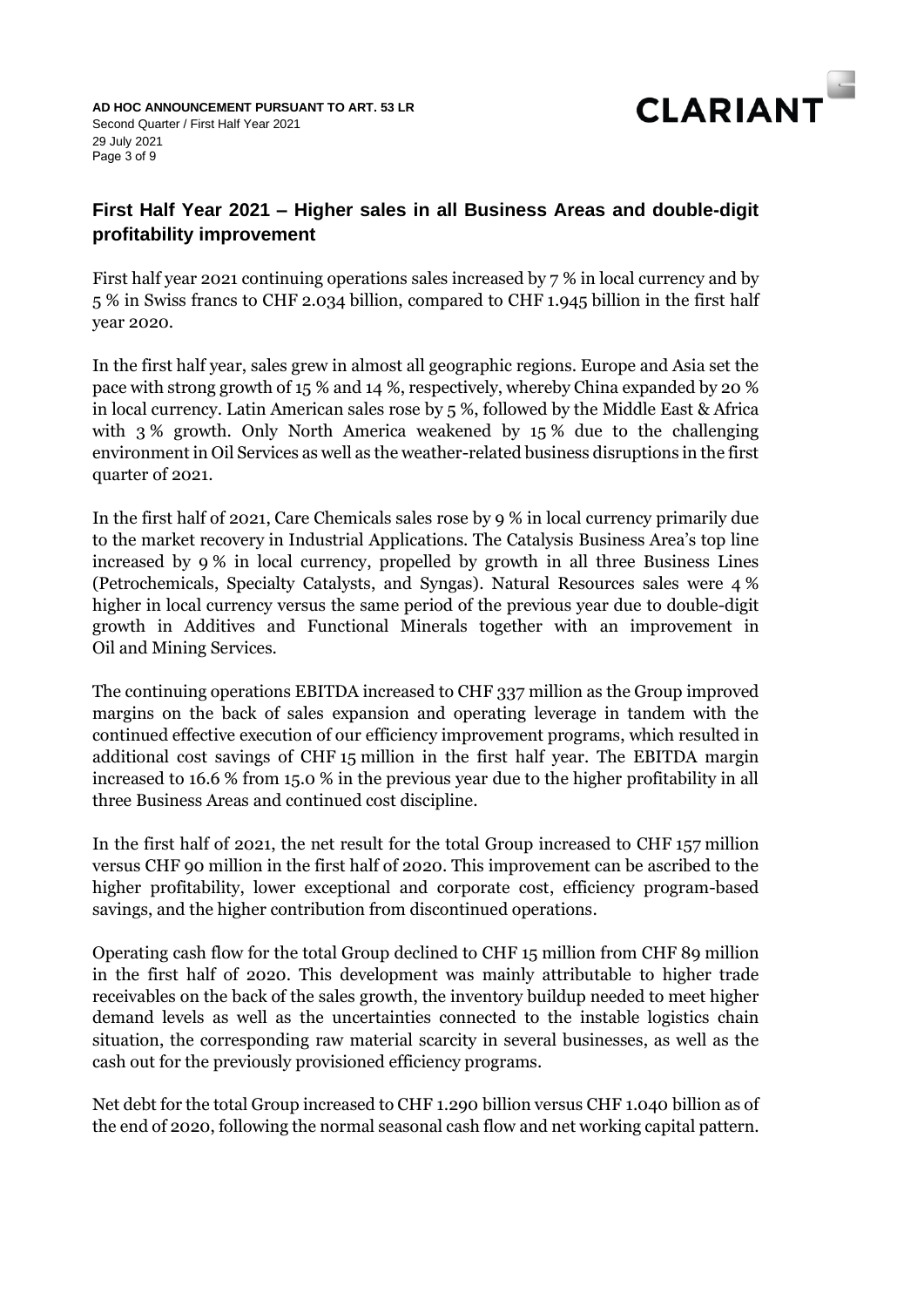## First Half Year 2021 – Higher sales in all Business Areas and double-digit profitability improvement

First half year 2021 continuing operations sales increased by 7 % in local currency and by 5 % in Swiss francs to CHF 2.034 billion, compared to CHF 1.945 billion in the first half year 2020.

In the first half year, sales grew in almost all geographic regions. Europe and Asia set the pace with strong growth of 15 % and 14 %, respectively, whereby China expanded by 20 % in local currency. Latin American sales rose by 5 %, followed by the Middle East & Africa with 3 % growth. Only North America weakened by 15 % due to the challenging environment in Oil Services as well as the weather-related business disruptions in the first quarter of 2021.

In the first half of 2021, Care Chemicals sales rose by 9 % in local currency primarily due to the market recovery in Industrial Applications. The Catalysis Business Area's top line increased by 9 % in local currency, propelled by growth in all three Business Lines (Petrochemicals, Specialty Catalysts, and Syngas). Natural Resources sales were 4 % higher in local currency versus the same period of the previous year due to double-digit growth in Additives and Functional Minerals together with an improvement in Oil and Mining Services.

The continuing operations EBITDA increased to CHF 337 million as the Group improved margins on the back of sales expansion and operating leverage in tandem with the continued effective execution of our efficiency improvement programs, which resulted in additional cost savings of CHF 15 million in the first half year. The EBITDA margin increased to 16.6 % from 15.0 % in the previous year due to the higher profitability in all three Business Areas and continued cost discipline.

In the first half of 2021, the net result for the total Group increased to CHF 157 million versus CHF 90 million in the first half of 2020. This improvement can be ascribed to the higher profitability, lower exceptional and corporate cost, efficiency program-based savings, and the higher contribution from discontinued operations.

Operating cash flow for the total Group declined to CHF 15 million from CHF 89 million in the first half of 2020. This development was mainly attributable to higher trade receivables on the back of the sales growth, the inventory buildup needed to meet higher demand levels as well as the uncertainties connected to the instable logistics chain situation, the corresponding raw material scarcity in several businesses, as well as the cash out for the previously provisioned efficiency programs.

Net debt for the total Group increased to CHF 1.290 billion versus CHF 1.040 billion as of the end of 2020, following the normal seasonal cash flow and net working capital pattern.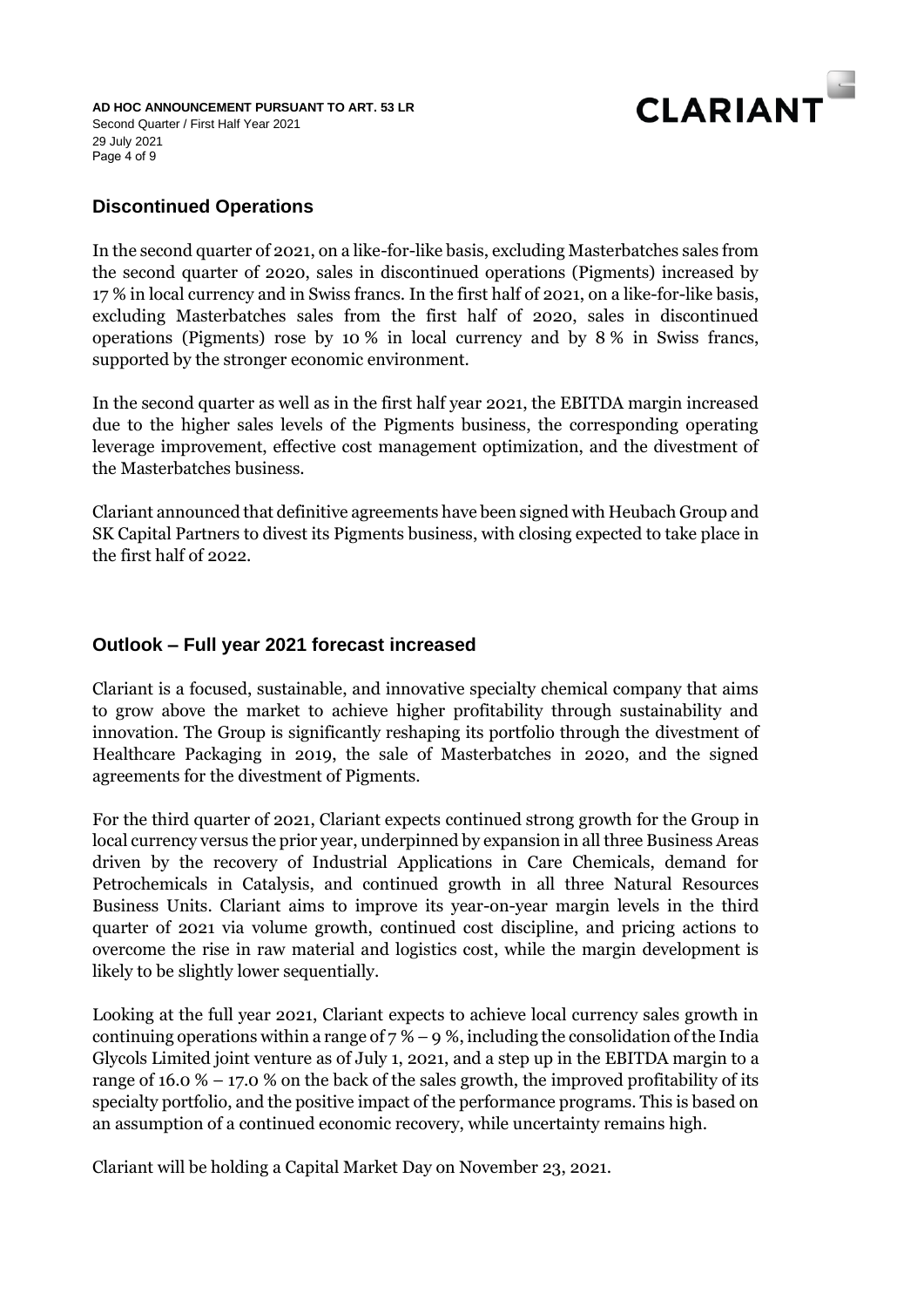## Discontinued Operations

In the second quarter of 2021, on a like-for-like basis, excluding Masterbatches sales from the second quarter of 2020, sales in discontinued operations (Pigments) increased by 17 % in local currency and in Swiss francs. In the first half of 2021, on a like-for-like basis, excluding Masterbatches sales from the first half of 2020, sales in discontinued operations (Pigments) rose by 10 % in local currency and by 8 % in Swiss francs, supported by the stronger economic environment.

In the second quarter as well as in the first half year 2021, the EBITDA margin increased due to the higher sales levels of the Pigments business, the corresponding operating leverage improvement, effective cost management optimization, and the divestment of the Masterbatches business.

Clariant announced that definitive agreements have been signed with Heubach Group and SK Capital Partners to divest its Pigments business, with closing expected to take place in the first half of 2022.

## Outlook – Full year 2021 forecast increased

Clariant is a focused, sustainable, and innovative specialty chemical company that aims to grow above the market to achieve higher profitability through sustainability and innovation. The Group is significantly reshaping its portfolio through the divestment of Healthcare Packaging in 2019, the sale of Masterbatches in 2020, and the signed agreements for the divestment of Pigments.

For the third quarter of 2021, Clariant expects continued strong growth for the Group in local currency versus the prior year, underpinned by expansion in all three Business Areas driven by the recovery of Industrial Applications in Care Chemicals, demand for Petrochemicals in Catalysis, and continued growth in all three Natural Resources Business Units. Clariant aims to improve its year-on-year margin levels in the third quarter of 2021 via volume growth, continued cost discipline, and pricing actions to overcome the rise in raw material and logistics cost, while the margin development is likely to be slightly lower sequentially.

Looking at the full year 2021, Clariant expects to achieve local currency sales growth in continuing operations within a range of 7 % – 9 %, including the consolidation of the India Glycols Limited joint venture as of July 1, 2021, and a step up in the EBITDA margin to a range of 16.0 % – 17.0 % on the back of the sales growth, the improved profitability of its specialty portfolio, and the positive impact of the performance programs. This is based on an assumption of a continued economic recovery, while uncertainty remains high.

Clariant will be holding a Capital Market Day on November 23, 2021.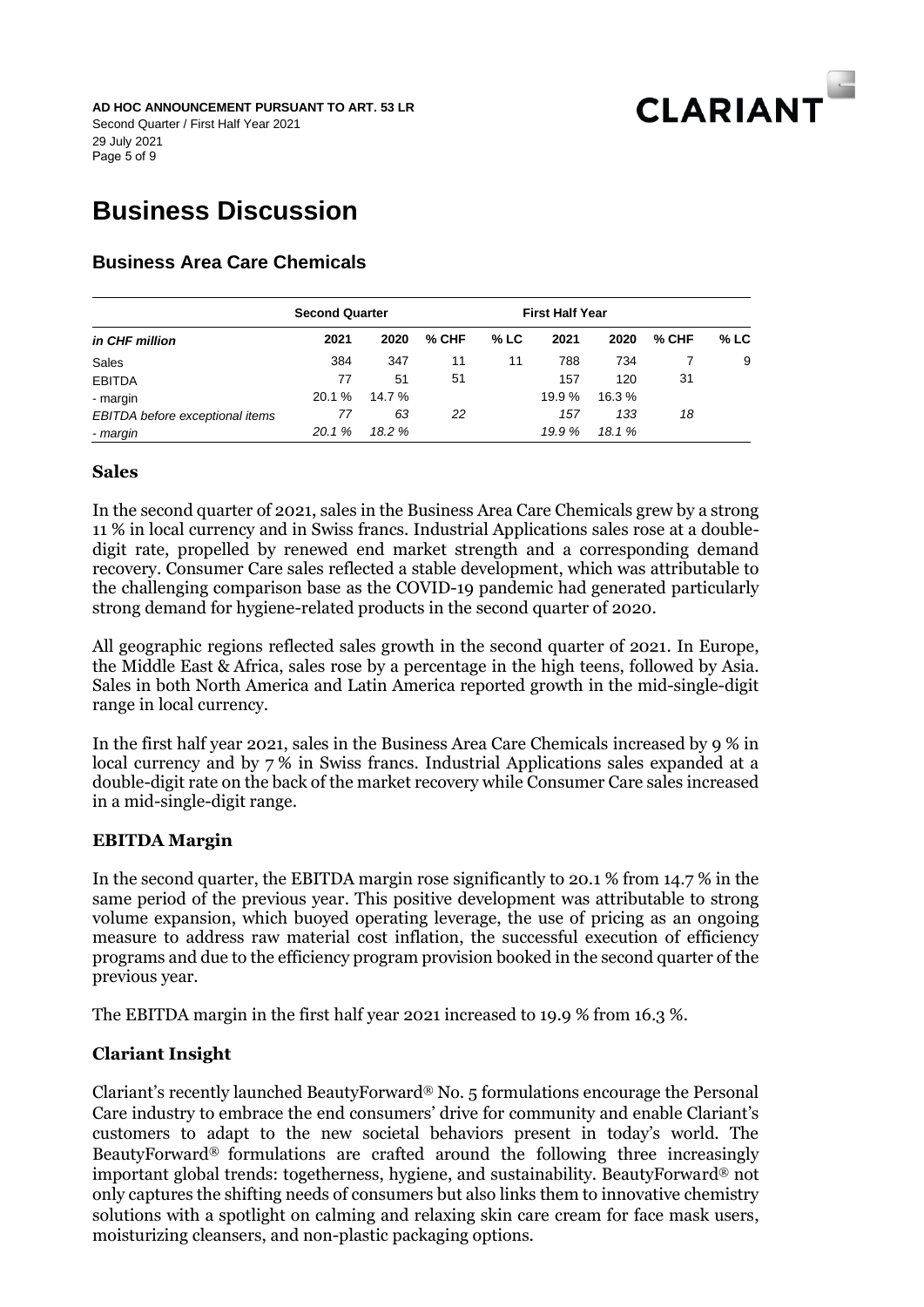# Business Discussion

## Business Area Care Chemicals

| | Second Quarter | | | | First Half Year | | | |
|---|---|---|---|---|---|---|---|---|
| *in CHF million* | 2021 | 2020 | % CHF | % LC | 2021 | 2020 | % CHF | % LC |
| Sales | 384 | 347 | 11 | 11 | 788 | 734 | 7 | 9 |
| EBITDA | 77 | 51 | 51 | | 157 | 120 | 31 | |
| - margin | 20.1 % | 14.7 % | | | 19.9 % | 16.3 % | | |
| *EBITDA before exceptional items* | *77* | *63* | *22* | | *157* | *133* | *18* | |
| *- margin* | *20.1 %* | *18.2 %* | | | *19.9 %* | *18.1 %* | | |

### Sales

In the second quarter of 2021, sales in the Business Area Care Chemicals grew by a strong 11 % in local currency and in Swiss francs. Industrial Applications sales rose at a double-digit rate, propelled by renewed end market strength and a corresponding demand recovery. Consumer Care sales reflected a stable development, which was attributable to the challenging comparison base as the COVID-19 pandemic had generated particularly strong demand for hygiene-related products in the second quarter of 2020.

All geographic regions reflected sales growth in the second quarter of 2021. In Europe, the Middle East & Africa, sales rose by a percentage in the high teens, followed by Asia. Sales in both North America and Latin America reported growth in the mid-single-digit range in local currency.

In the first half year 2021, sales in the Business Area Care Chemicals increased by 9 % in local currency and by 7 % in Swiss francs. Industrial Applications sales expanded at a double-digit rate on the back of the market recovery while Consumer Care sales increased in a mid-single-digit range.

### EBITDA Margin

In the second quarter, the EBITDA margin rose significantly to 20.1 % from 14.7 % in the same period of the previous year. This positive development was attributable to strong volume expansion, which buoyed operating leverage, the use of pricing as an ongoing measure to address raw material cost inflation, the successful execution of efficiency programs and due to the efficiency program provision booked in the second quarter of the previous year.

The EBITDA margin in the first half year 2021 increased to 19.9 % from 16.3 %.

### Clariant Insight

Clariant's recently launched BeautyForward® No. 5 formulations encourage the Personal Care industry to embrace the end consumers' drive for community and enable Clariant's customers to adapt to the new societal behaviors present in today's world. The BeautyForward® formulations are crafted around the following three increasingly important global trends: togetherness, hygiene, and sustainability. BeautyForward® not only captures the shifting needs of consumers but also links them to innovative chemistry solutions with a spotlight on calming and relaxing skin care cream for face mask users, moisturizing cleansers, and non-plastic packaging options.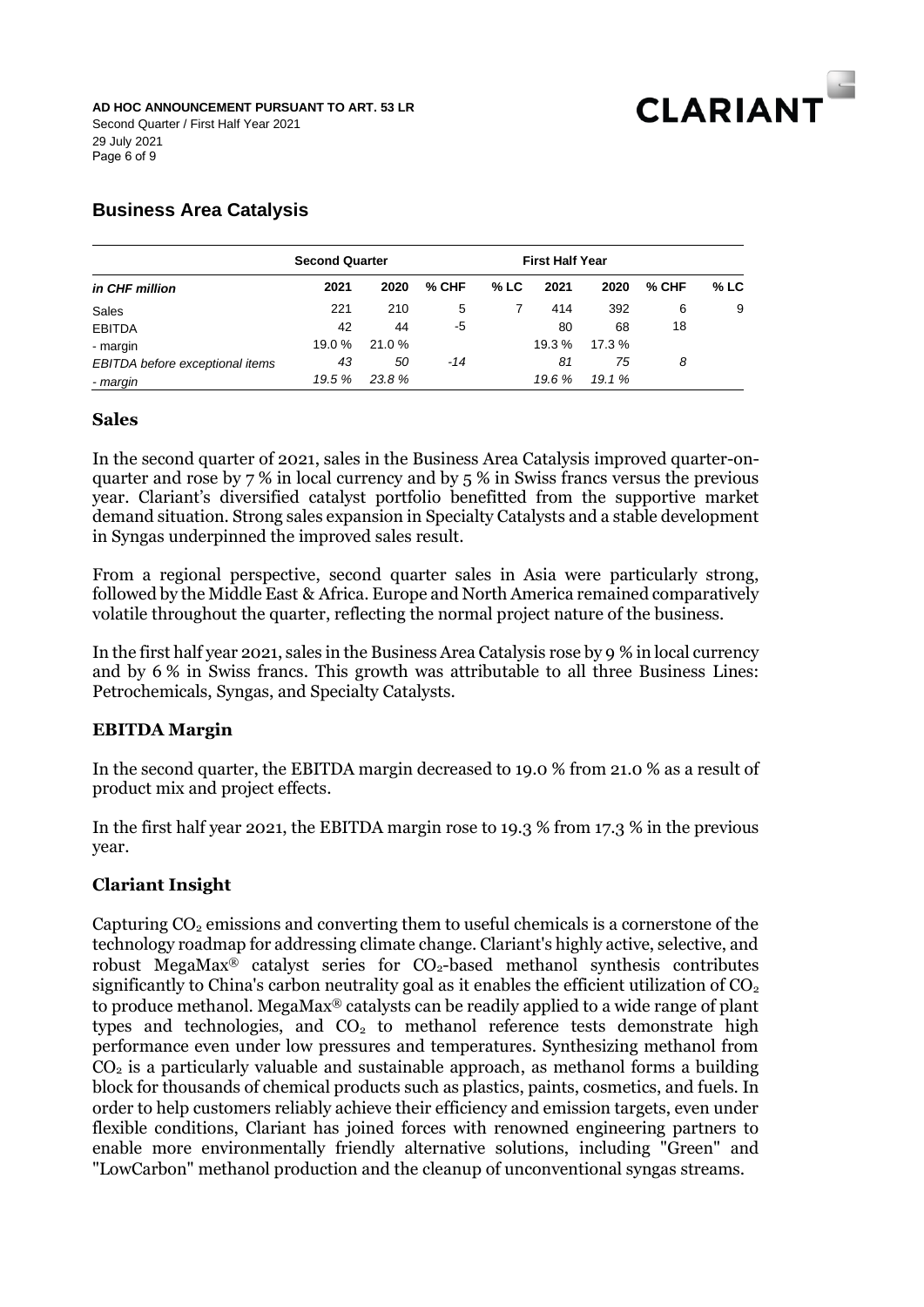## Business Area Catalysis

| | Second Quarter | | | | First Half Year | | | |
|---|---|---|---|---|---|---|---|---|
| *in CHF million* | **2021** | **2020** | **% CHF** | **% LC** | **2021** | **2020** | **% CHF** | **% LC** |
| Sales | 221 | 210 | 5 | 7 | 414 | 392 | 6 | 9 |
| EBITDA | 42 | 44 | -5 | | 80 | 68 | 18 | |
| - margin | 19.0 % | 21.0 % | | | 19.3 % | 17.3 % | | |
| *EBITDA before exceptional items* | *43* | *50* | *-14* | | *81* | *75* | *8* | |
| *- margin* | *19.5 %* | *23.8 %* | | | *19.6 %* | *19.1 %* | | |

### Sales

In the second quarter of 2021, sales in the Business Area Catalysis improved quarter-on-quarter and rose by 7 % in local currency and by 5 % in Swiss francs versus the previous year. Clariant's diversified catalyst portfolio benefitted from the supportive market demand situation. Strong sales expansion in Specialty Catalysts and a stable development in Syngas underpinned the improved sales result.

From a regional perspective, second quarter sales in Asia were particularly strong, followed by the Middle East & Africa. Europe and North America remained comparatively volatile throughout the quarter, reflecting the normal project nature of the business.

In the first half year 2021, sales in the Business Area Catalysis rose by 9 % in local currency and by 6 % in Swiss francs. This growth was attributable to all three Business Lines: Petrochemicals, Syngas, and Specialty Catalysts.

### EBITDA Margin

In the second quarter, the EBITDA margin decreased to 19.0 % from 21.0 % as a result of product mix and project effects.

In the first half year 2021, the EBITDA margin rose to 19.3 % from 17.3 % in the previous year.

### Clariant Insight

Capturing $CO_2$ emissions and converting them to useful chemicals is a cornerstone of the technology roadmap for addressing climate change. Clariant's highly active, selective, and robust MegaMax® catalyst series for $CO_2$-based methanol synthesis contributes significantly to China's carbon neutrality goal as it enables the efficient utilization of $CO_2$ to produce methanol. MegaMax® catalysts can be readily applied to a wide range of plant types and technologies, and $CO_2$ to methanol reference tests demonstrate high performance even under low pressures and temperatures. Synthesizing methanol from $CO_2$ is a particularly valuable and sustainable approach, as methanol forms a building block for thousands of chemical products such as plastics, paints, cosmetics, and fuels. In order to help customers reliably achieve their efficiency and emission targets, even under flexible conditions, Clariant has joined forces with renowned engineering partners to enable more environmentally friendly alternative solutions, including "Green" and "LowCarbon" methanol production and the cleanup of unconventional syngas streams.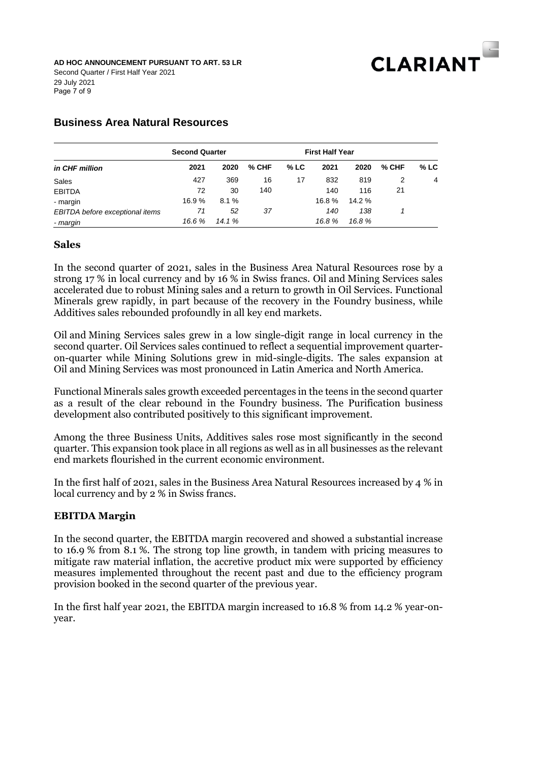## Business Area Natural Resources

| | Second Quarter | | | | First Half Year | | | |
|---|---|---|---|---|---|---|---|---|
| ***in CHF million*** | **2021** | **2020** | **% CHF** | **% LC** | **2021** | **2020** | **% CHF** | **% LC** |
| Sales | 427 | 369 | 16 | 17 | 832 | 819 | 2 | 4 |
| EBITDA | 72 | 30 | 140 | | 140 | 116 | 21 | |
| - margin | 16.9 % | 8.1 % | | | 16.8 % | 14.2 % | | |
| *EBITDA before exceptional items* | *71* | *52* | *37* | | *140* | *138* | *1* | |
| *- margin* | *16.6 %* | *14.1 %* | | | *16.8 %* | *16.8 %* | | |

### Sales

In the second quarter of 2021, sales in the Business Area Natural Resources rose by a strong 17 % in local currency and by 16 % in Swiss francs. Oil and Mining Services sales accelerated due to robust Mining sales and a return to growth in Oil Services. Functional Minerals grew rapidly, in part because of the recovery in the Foundry business, while Additives sales rebounded profoundly in all key end markets.

Oil and Mining Services sales grew in a low single-digit range in local currency in the second quarter. Oil Services sales continued to reflect a sequential improvement quarter-on-quarter while Mining Solutions grew in mid-single-digits. The sales expansion at Oil and Mining Services was most pronounced in Latin America and North America.

Functional Minerals sales growth exceeded percentages in the teens in the second quarter as a result of the clear rebound in the Foundry business. The Purification business development also contributed positively to this significant improvement.

Among the three Business Units, Additives sales rose most significantly in the second quarter. This expansion took place in all regions as well as in all businesses as the relevant end markets flourished in the current economic environment.

In the first half of 2021, sales in the Business Area Natural Resources increased by 4 % in local currency and by 2 % in Swiss francs.

### EBITDA Margin

In the second quarter, the EBITDA margin recovered and showed a substantial increase to 16.9 % from 8.1 %. The strong top line growth, in tandem with pricing measures to mitigate raw material inflation, the accretive product mix were supported by efficiency measures implemented throughout the recent past and due to the efficiency program provision booked in the second quarter of the previous year.

In the first half year 2021, the EBITDA margin increased to 16.8 % from 14.2 % year-on-year.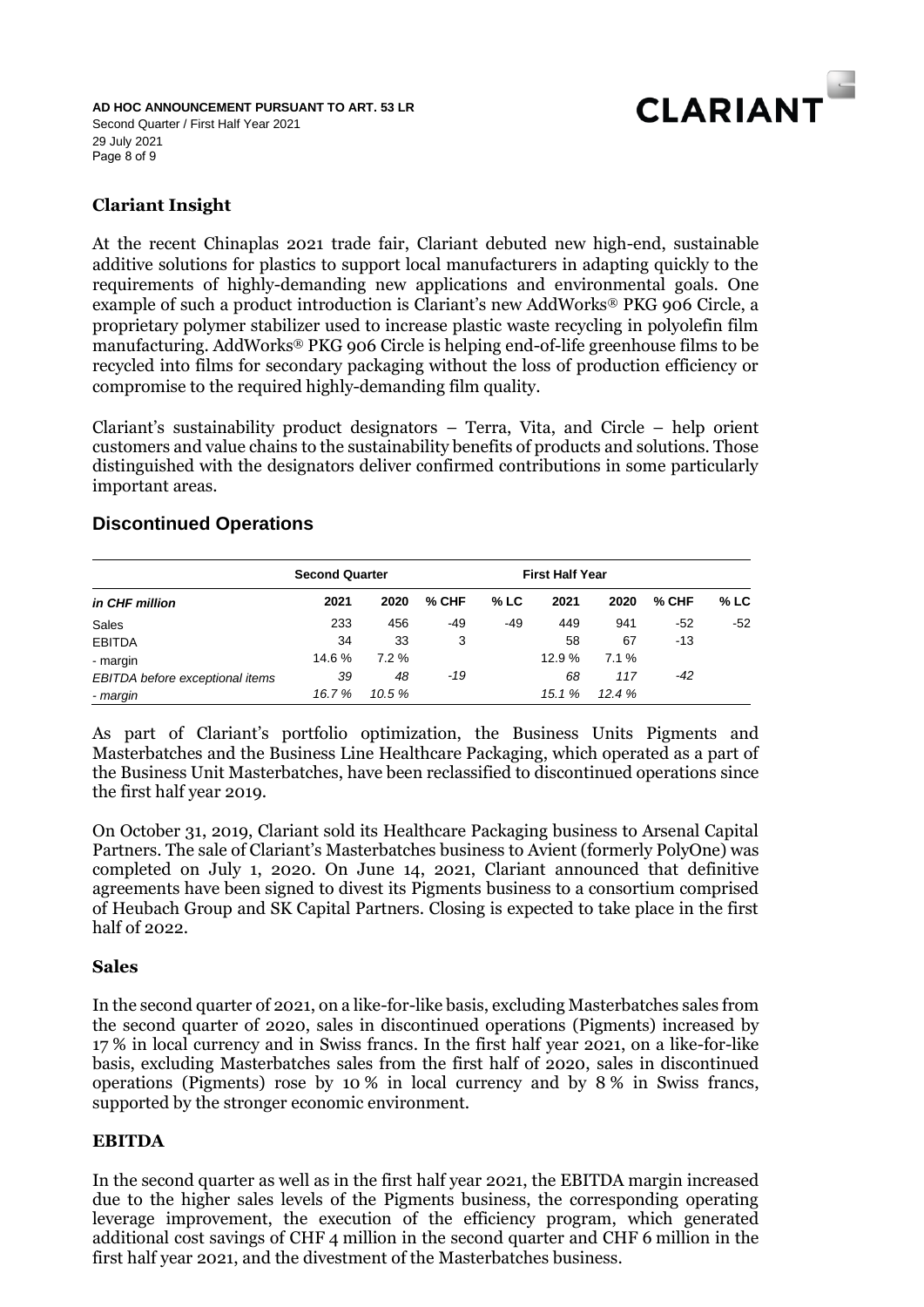### Clariant Insight

At the recent Chinaplas 2021 trade fair, Clariant debuted new high-end, sustainable additive solutions for plastics to support local manufacturers in adapting quickly to the requirements of highly-demanding new applications and environmental goals. One example of such a product introduction is Clariant's new AddWorks® PKG 906 Circle, a proprietary polymer stabilizer used to increase plastic waste recycling in polyolefin film manufacturing. AddWorks® PKG 906 Circle is helping end-of-life greenhouse films to be recycled into films for secondary packaging without the loss of production efficiency or compromise to the required highly-demanding film quality.

Clariant's sustainability product designators – Terra, Vita, and Circle – help orient customers and value chains to the sustainability benefits of products and solutions. Those distinguished with the designators deliver confirmed contributions in some particularly important areas.

## Discontinued Operations

| | Second Quarter | | | | First Half Year | | | |
|---|---|---|---|---|---|---|---|---|
| *in CHF million* | 2021 | 2020 | % CHF | % LC | 2021 | 2020 | % CHF | % LC |
| Sales | 233 | 456 | -49 | -49 | 449 | 941 | -52 | -52 |
| EBITDA | 34 | 33 | 3 | | 58 | 67 | -13 | |
| - margin | 14.6 % | 7.2 % | | | 12.9 % | 7.1 % | | |
| *EBITDA before exceptional items* | *39* | *48* | *-19* | | *68* | *117* | *-42* | |
| *- margin* | *16.7 %* | *10.5 %* | | | *15.1 %* | *12.4 %* | | |

As part of Clariant's portfolio optimization, the Business Units Pigments and Masterbatches and the Business Line Healthcare Packaging, which operated as a part of the Business Unit Masterbatches, have been reclassified to discontinued operations since the first half year 2019.

On October 31, 2019, Clariant sold its Healthcare Packaging business to Arsenal Capital Partners. The sale of Clariant's Masterbatches business to Avient (formerly PolyOne) was completed on July 1, 2020. On June 14, 2021, Clariant announced that definitive agreements have been signed to divest its Pigments business to a consortium comprised of Heubach Group and SK Capital Partners. Closing is expected to take place in the first half of 2022.

### Sales

In the second quarter of 2021, on a like-for-like basis, excluding Masterbatches sales from the second quarter of 2020, sales in discontinued operations (Pigments) increased by 17 % in local currency and in Swiss francs. In the first half year 2021, on a like-for-like basis, excluding Masterbatches sales from the first half of 2020, sales in discontinued operations (Pigments) rose by 10 % in local currency and by 8 % in Swiss francs, supported by the stronger economic environment.

### EBITDA

In the second quarter as well as in the first half year 2021, the EBITDA margin increased due to the higher sales levels of the Pigments business, the corresponding operating leverage improvement, the execution of the efficiency program, which generated additional cost savings of CHF 4 million in the second quarter and CHF 6 million in the first half year 2021, and the divestment of the Masterbatches business.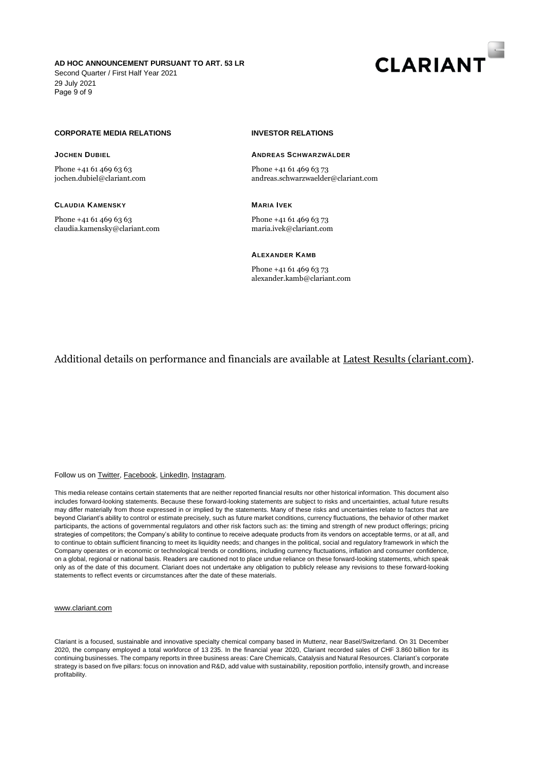**CORPORATE MEDIA RELATIONS**

**JOCHEN DUBIEL**

Phone +41 61 469 63 63
jochen.dubiel@clariant.com

**CLAUDIA KAMENSKY**

Phone +41 61 469 63 63
claudia.kamensky@clariant.com

**INVESTOR RELATIONS**

**ANDREAS SCHWARZWÄLDER**

Phone +41 61 469 63 73
andreas.schwarzwaelder@clariant.com

**MARIA IVEK**

Phone +41 61 469 63 73
maria.ivek@clariant.com

**ALEXANDER KAMB**

Phone +41 61 469 63 73
alexander.kamb@clariant.com

Additional details on performance and financials are available at Latest Results (clariant.com).

Follow us on Twitter, Facebook, LinkedIn, Instagram.

This media release contains certain statements that are neither reported financial results nor other historical information. This document also includes forward-looking statements. Because these forward-looking statements are subject to risks and uncertainties, actual future results may differ materially from those expressed in or implied by the statements. Many of these risks and uncertainties relate to factors that are beyond Clariant's ability to control or estimate precisely, such as future market conditions, currency fluctuations, the behavior of other market participants, the actions of governmental regulators and other risk factors such as: the timing and strength of new product offerings; pricing strategies of competitors; the Company's ability to continue to receive adequate products from its vendors on acceptable terms, or at all, and to continue to obtain sufficient financing to meet its liquidity needs; and changes in the political, social and regulatory framework in which the Company operates or in economic or technological trends or conditions, including currency fluctuations, inflation and consumer confidence, on a global, regional or national basis. Readers are cautioned not to place undue reliance on these forward-looking statements, which speak only as of the date of this document. Clariant does not undertake any obligation to publicly release any revisions to these forward-looking statements to reflect events or circumstances after the date of these materials.

www.clariant.com

Clariant is a focused, sustainable and innovative specialty chemical company based in Muttenz, near Basel/Switzerland. On 31 December 2020, the company employed a total workforce of 13 235. In the financial year 2020, Clariant recorded sales of CHF 3.860 billion for its continuing businesses. The company reports in three business areas: Care Chemicals, Catalysis and Natural Resources. Clariant's corporate strategy is based on five pillars: focus on innovation and R&D, add value with sustainability, reposition portfolio, intensify growth, and increase profitability.